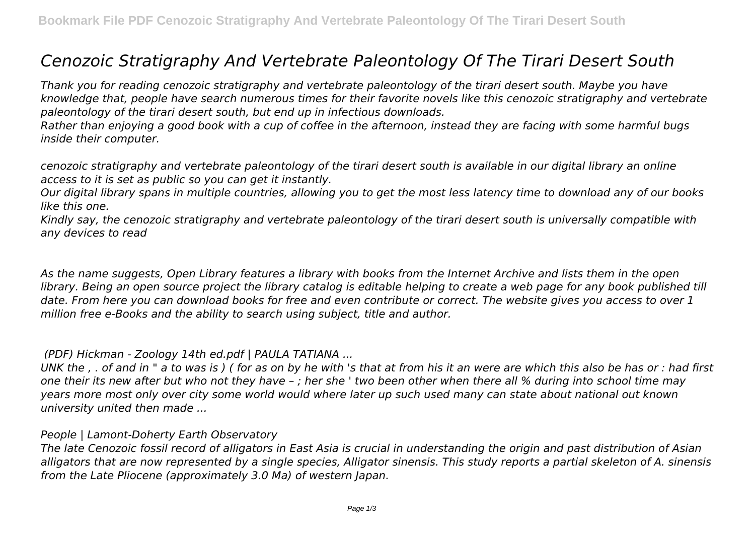# *Cenozoic Stratigraphy And Vertebrate Paleontology Of The Tirari Desert South*

*Thank you for reading cenozoic stratigraphy and vertebrate paleontology of the tirari desert south. Maybe you have knowledge that, people have search numerous times for their favorite novels like this cenozoic stratigraphy and vertebrate paleontology of the tirari desert south, but end up in infectious downloads.*

*Rather than enjoying a good book with a cup of coffee in the afternoon, instead they are facing with some harmful bugs inside their computer.*

*cenozoic stratigraphy and vertebrate paleontology of the tirari desert south is available in our digital library an online access to it is set as public so you can get it instantly.*

*Our digital library spans in multiple countries, allowing you to get the most less latency time to download any of our books like this one.*

*Kindly say, the cenozoic stratigraphy and vertebrate paleontology of the tirari desert south is universally compatible with any devices to read*

*As the name suggests, Open Library features a library with books from the Internet Archive and lists them in the open library. Being an open source project the library catalog is editable helping to create a web page for any book published till date. From here you can download books for free and even contribute or correct. The website gives you access to over 1 million free e-Books and the ability to search using subject, title and author.*

***(PDF) Hickman - Zoology 14th ed.pdf | PAULA TATIANA ...***

*UNK the , . of and in " a to was is ) ( for as on by he with 's that at from his it an were are which this also be has or : had first one their its new after but who not they have – ; her she ' two been other when there all % during into school time may years more most only over city some world would where later up such used many can state about national out known university united then made ...*

***People | Lamont-Doherty Earth Observatory***

*The late Cenozoic fossil record of alligators in East Asia is crucial in understanding the origin and past distribution of Asian alligators that are now represented by a single species, Alligator sinensis. This study reports a partial skeleton of A. sinensis from the Late Pliocene (approximately 3.0 Ma) of western Japan.*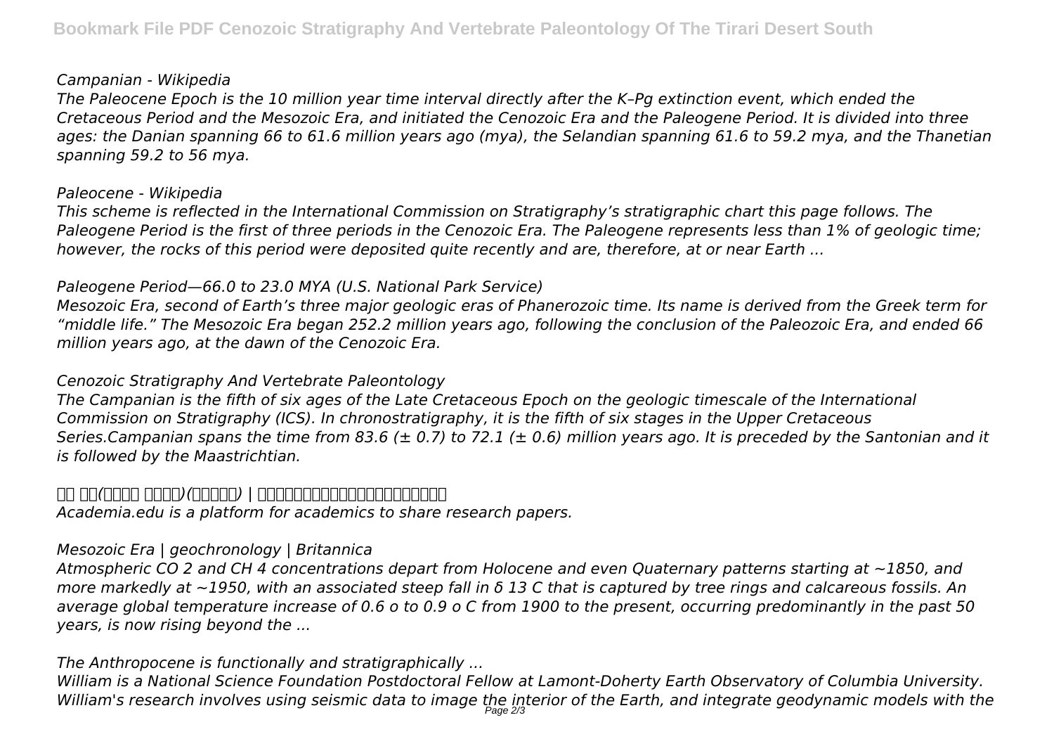*Campanian - Wikipedia*

*The Paleocene Epoch is the 10 million year time interval directly after the K–Pg extinction event, which ended the Cretaceous Period and the Mesozoic Era, and initiated the Cenozoic Era and the Paleogene Period. It is divided into three ages: the Danian spanning 66 to 61.6 million years ago (mya), the Selandian spanning 61.6 to 59.2 mya, and the Thanetian spanning 59.2 to 56 mya.*

*Paleocene - Wikipedia*

*This scheme is reflected in the International Commission on Stratigraphy's stratigraphic chart this page follows. The Paleogene Period is the first of three periods in the Cenozoic Era. The Paleogene represents less than 1% of geologic time; however, the rocks of this period were deposited quite recently and are, therefore, at or near Earth ...*

*Paleogene Period—66.0 to 23.0 MYA (U.S. National Park Service)*

*Mesozoic Era, second of Earth's three major geologic eras of Phanerozoic time. Its name is derived from the Greek term for "middle life." The Mesozoic Era began 252.2 million years ago, following the conclusion of the Paleozoic Era, and ended 66 million years ago, at the dawn of the Cenozoic Era.*

*Cenozoic Stratigraphy And Vertebrate Paleontology*

*The Campanian is the fifth of six ages of the Late Cretaceous Epoch on the geologic timescale of the International Commission on Stratigraphy (ICS). In chronostratigraphy, it is the fifth of six stages in the Upper Cretaceous Series.Campanian spans the time from 83.6 (± 0.7) to 72.1 (± 0.6) million years ago. It is preceded by the Santonian and it is followed by the Maastrichtian.*

*□□ □□(□□□□ □□□□)(□□□□□) | □□□□□□□□□□□□□□□□□□□□□□*

*Academia.edu is a platform for academics to share research papers.*

*Mesozoic Era | geochronology | Britannica*

*Atmospheric $CO_2$ and $CH_4$ concentrations depart from Holocene and even Quaternary patterns starting at ~1850, and more markedly at ~1950, with an associated steep fall in δ 13 C that is captured by tree rings and calcareous fossils. An average global temperature increase of 0.6 o to 0.9 o C from 1900 to the present, occurring predominantly in the past 50 years, is now rising beyond the ...*

*The Anthropocene is functionally and stratigraphically ...*

*William is a National Science Foundation Postdoctoral Fellow at Lamont-Doherty Earth Observatory of Columbia University. William's research involves using seismic data to image the interior of the Earth, and integrate geodynamic models with the*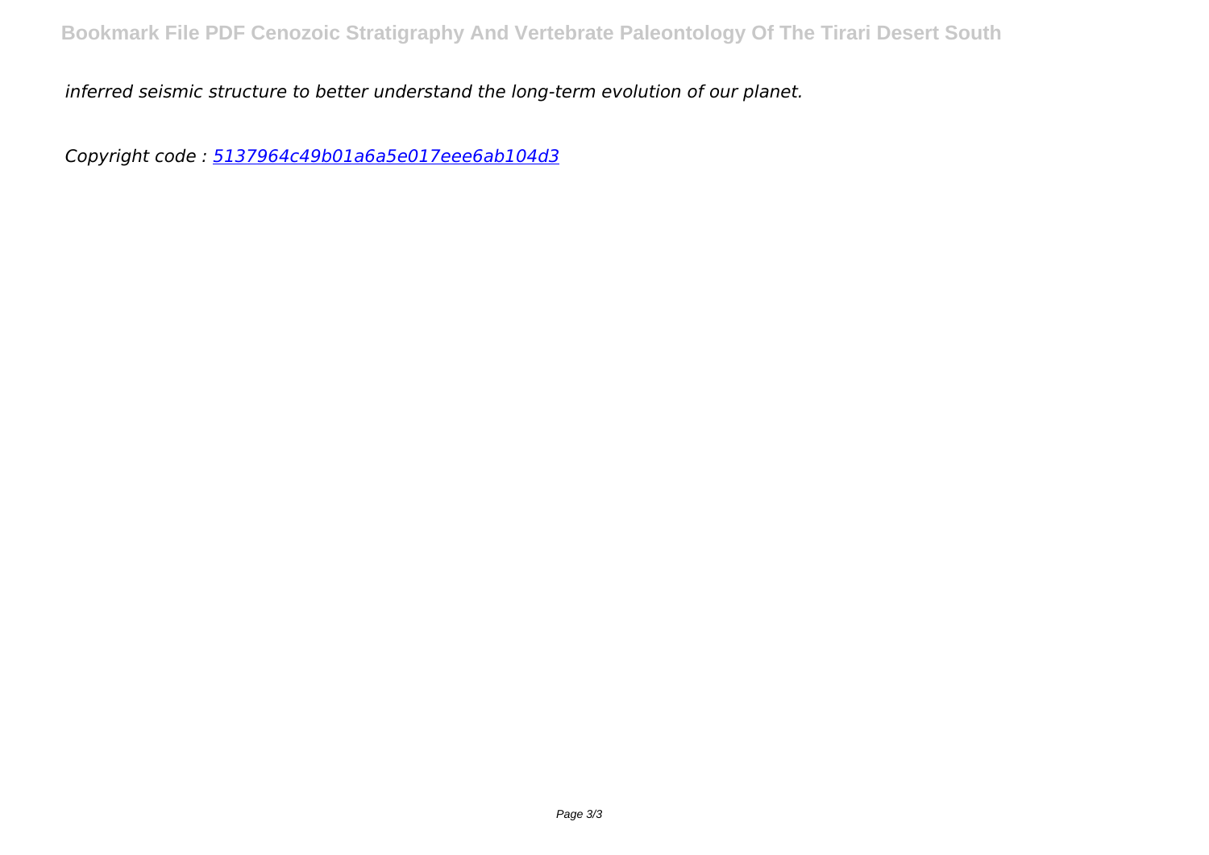*inferred seismic structure to better understand the long-term evolution of our planet.*

*Copyright code : [5137964c49b01a6a5e017eee6ab104d3](5137964c49b01a6a5e017eee6ab104d3)*